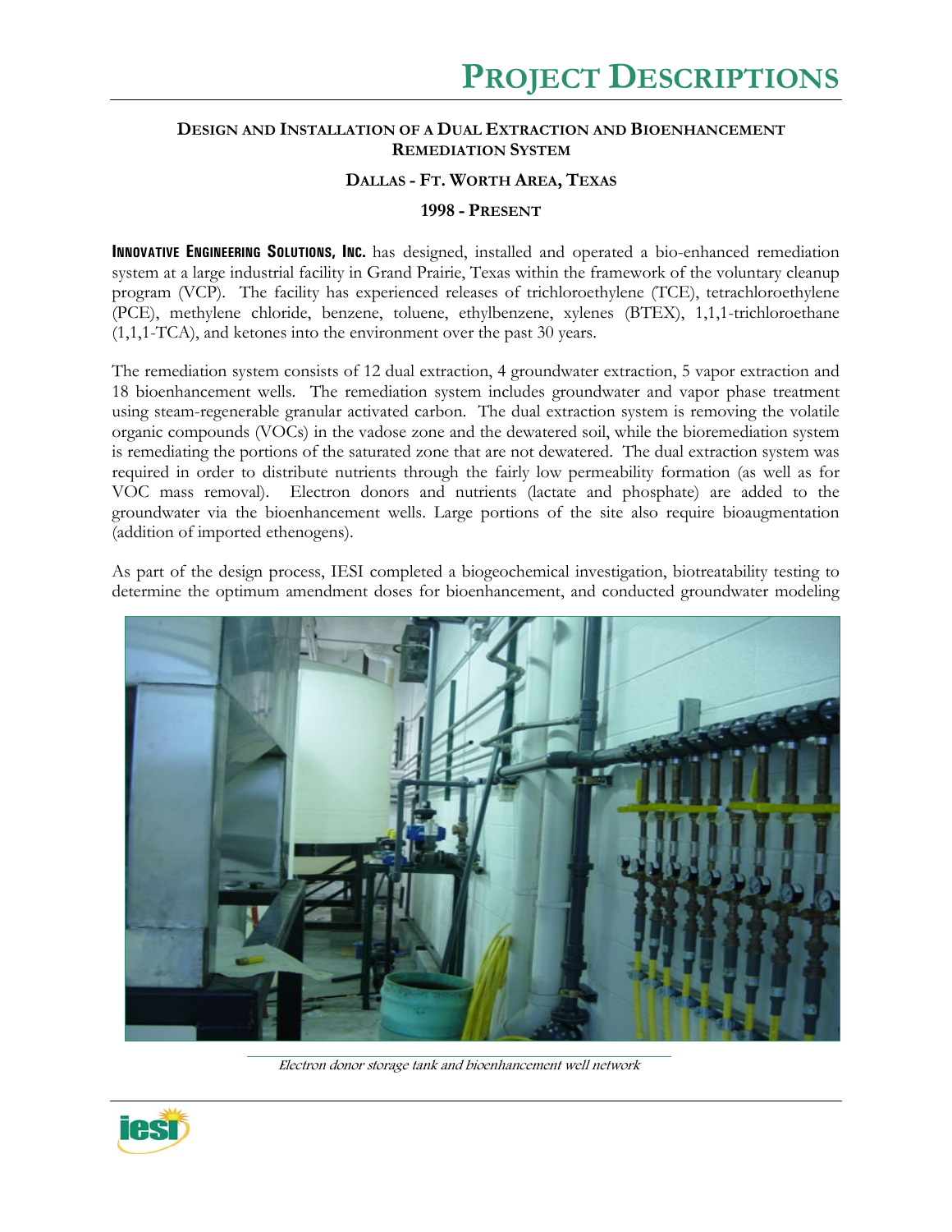# PROJECT DESCRIPTIONS

### DESIGN AND INSTALLATION OF A DUAL EXTRACTION AND BIOENHANCEMENT REMEDIATION SYSTEM

### DALLAS - FT. WORTH AREA, TEXAS

### 1998 - PRESENT

**INNOVATIVE ENGINEERING SOLUTIONS, INC.** has designed, installed and operated a bio-enhanced remediation system at a large industrial facility in Grand Prairie, Texas within the framework of the voluntary cleanup program (VCP). The facility has experienced releases of trichloroethylene (TCE), tetrachloroethylene (PCE), methylene chloride, benzene, toluene, ethylbenzene, xylenes (BTEX), 1,1,1-trichloroethane (1,1,1-TCA), and ketones into the environment over the past 30 years.

The remediation system consists of 12 dual extraction, 4 groundwater extraction, 5 vapor extraction and 18 bioenhancement wells. The remediation system includes groundwater and vapor phase treatment using steam-regenerable granular activated carbon. The dual extraction system is removing the volatile organic compounds (VOCs) in the vadose zone and the dewatered soil, while the bioremediation system is remediating the portions of the saturated zone that are not dewatered. The dual extraction system was required in order to distribute nutrients through the fairly low permeability formation (as well as for VOC mass removal). Electron donors and nutrients (lactate and phosphate) are added to the groundwater via the bioenhancement wells. Large portions of the site also require bioaugmentation (addition of imported ethenogens).

As part of the design process, IESI completed a biogeochemical investigation, biotreatability testing to determine the optimum amendment doses for bioenhancement, and conducted groundwater modeling

*Electron donor storage tank and bioenhancement well network*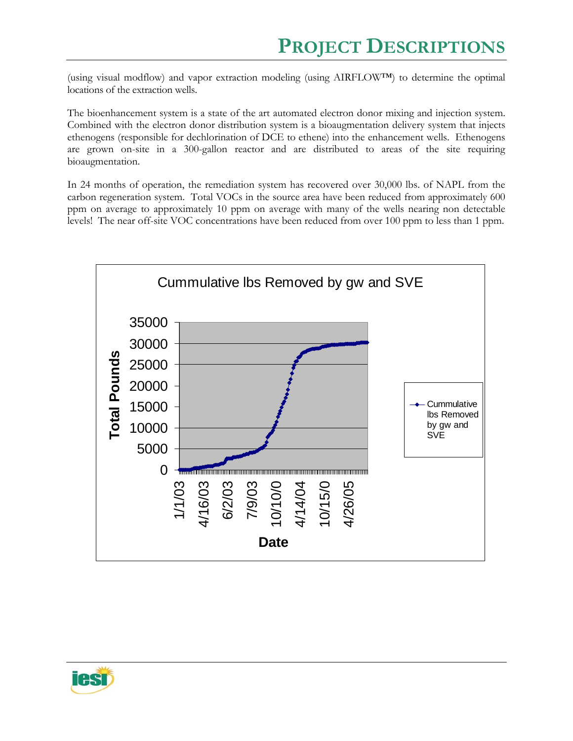(using visual modflow) and vapor extraction modeling (using AIRFLOW™) to determine the optimal locations of the extraction wells.

The bioenhancement system is a state of the art automated electron donor mixing and injection system. Combined with the electron donor distribution system is a bioaugmentation delivery system that injects ethenogens (responsible for dechlorination of DCE to ethene) into the enhancement wells. Ethenogens are grown on-site in a 300-gallon reactor and are distributed to areas of the site requiring bioaugmentation.

In 24 months of operation, the remediation system has recovered over 30,000 lbs. of NAPL from the carbon regeneration system. Total VOCs in the source area have been reduced from approximately 600 ppm on average to approximately 10 ppm on average with many of the wells nearing non detectable levels! The near off-site VOC concentrations have been reduced from over 100 ppm to less than 1 ppm.

**Cummulative lbs Removed by gw and SVE**

(Chart: y-axis "Total Pounds" 0–35000; x-axis "Date" with labels 1/1/03, 4/16/03, 6/2/03, 7/9/03, 10/10/0, 4/14/04, 10/15/0, 4/26/05; legend "Cummulative lbs Removed by gw and SVE")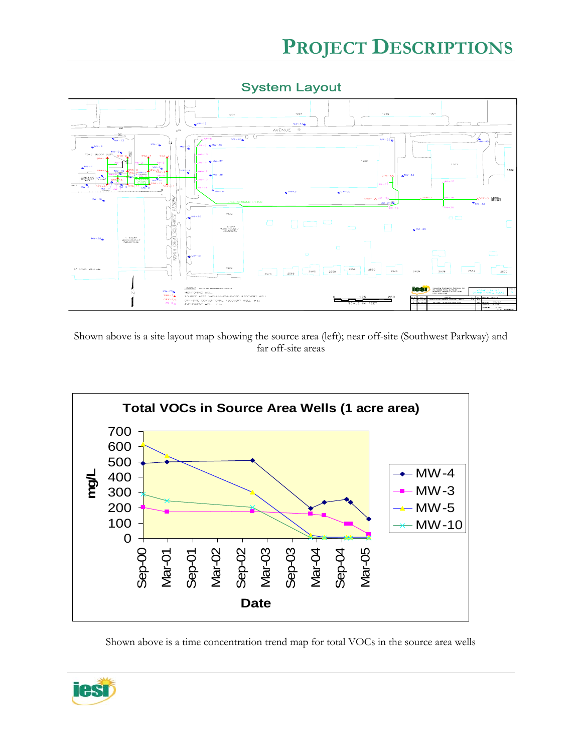# PROJECT DESCRIPTIONS

System Layout

Shown above is a site layout map showing the source area (left); near off-site (Southwest Parkway) and far off-site areas

Total VOCs in Source Area Wells (1 acre area)

Shown above is a time concentration trend map for total VOCs in the source area wells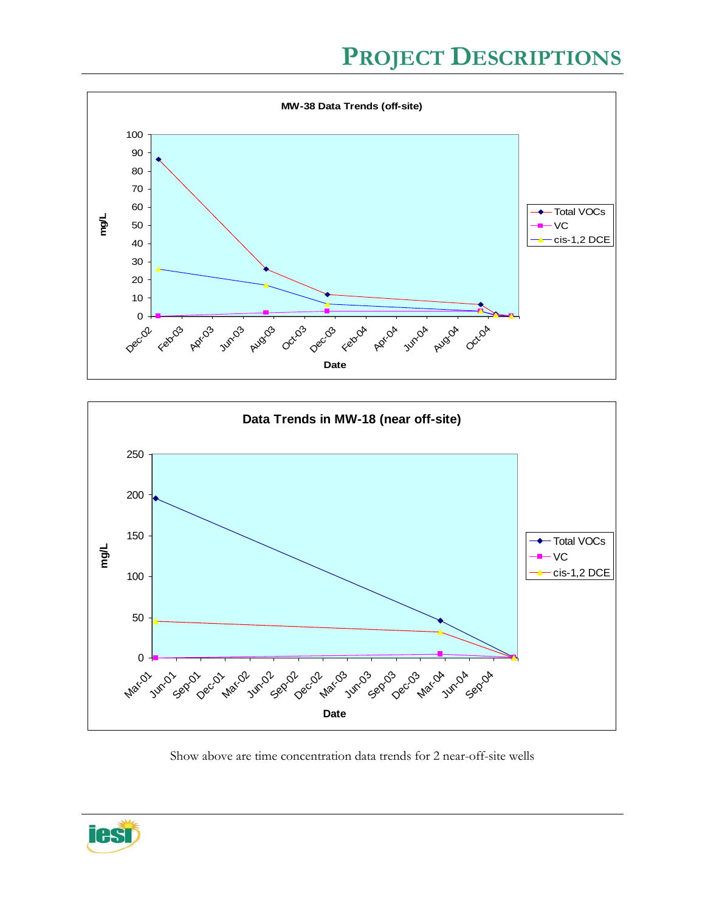# PROJECT DESCRIPTIONS

MW-38 Data Trends (off-site)

mg/L

100
90
80
70
60
50
40
30
20
10
0

Dec-02
Feb-03
Apr-03
Jun-03
Aug-03
Oct-03
Dec-03
Feb-04
Apr-04
Jun-04
Aug-04
Oct-04

Date

Total VOCs
VC
cis-1,2 DCE

Data Trends in MW-18 (near off-site)

mg/L

250
200
150
100
50
0

Mar-01
Jun-01
Sep-01
Dec-01
Mar-02
Jun-02
Sep-02
Dec-02
Mar-03
Jun-03
Sep-03
Dec-03
Mar-04
Jun-04
Sep-04

Date

Total VOCs
VC
cis-1,2 DCE

Show above are time concentration data trends for 2 near-off-site wells